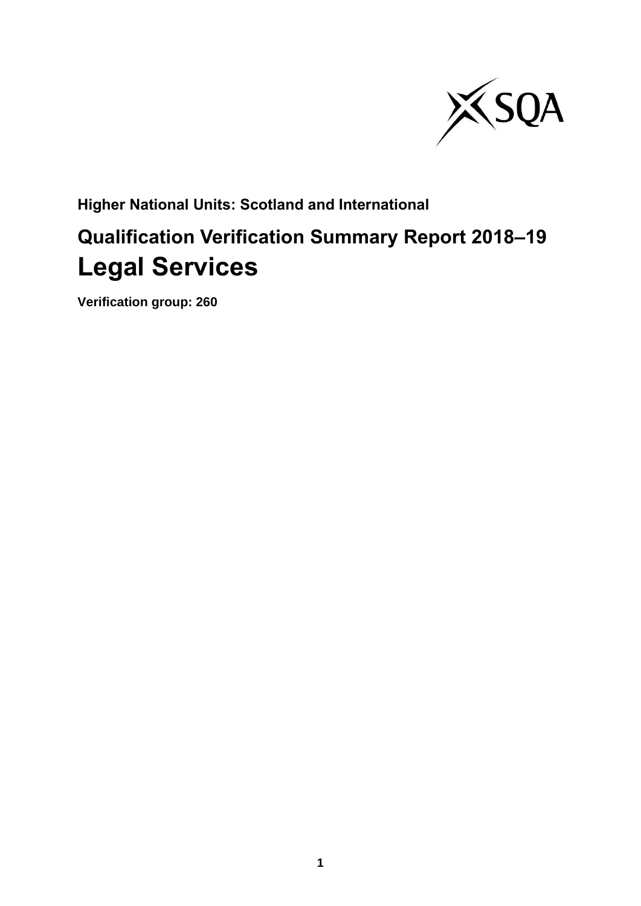**Higher National Units: Scotland and International**

## Qualification Verification Summary Report 2018–19

# Legal Services

**Verification group: 260**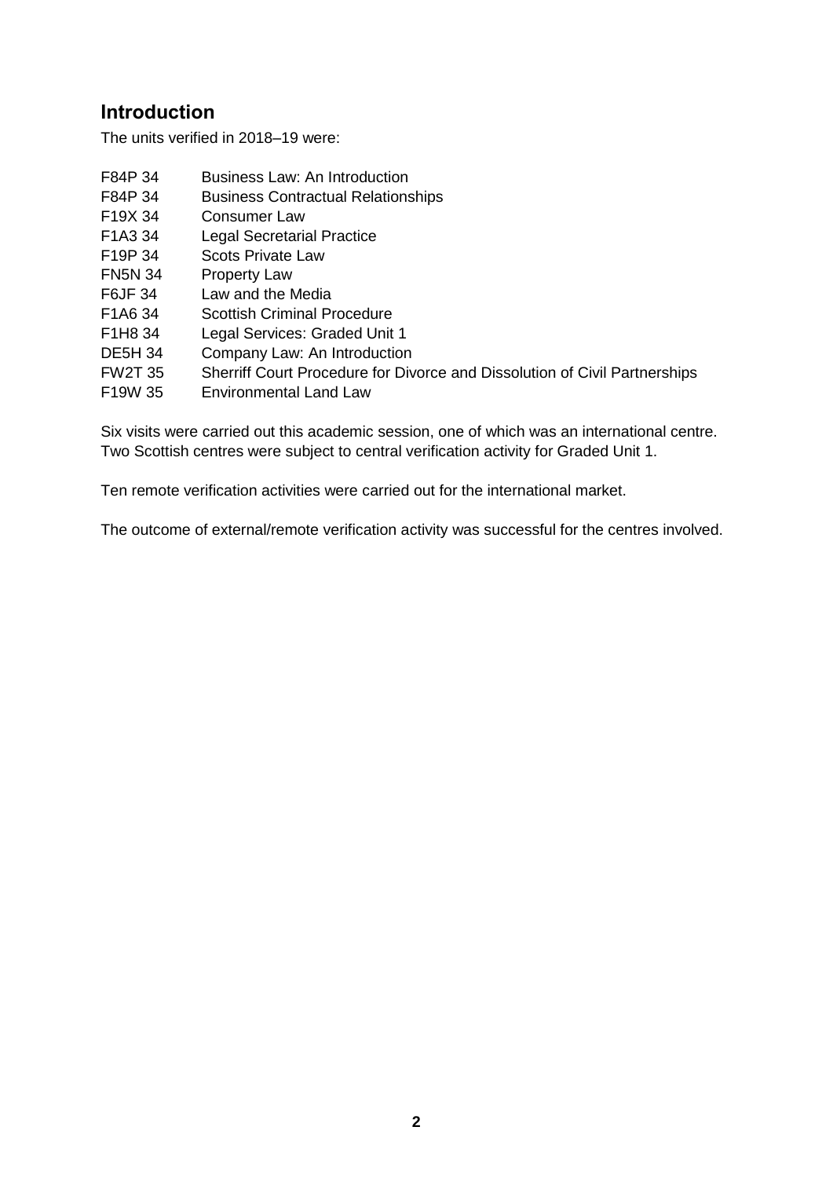## Introduction

The units verified in 2018–19 were:

| | |
|---|---|
| F84P 34 | Business Law: An Introduction |
| F84P 34 | Business Contractual Relationships |
| F19X 34 | Consumer Law |
| F1A3 34 | Legal Secretarial Practice |
| F19P 34 | Scots Private Law |
| FN5N 34 | Property Law |
| F6JF 34 | Law and the Media |
| F1A6 34 | Scottish Criminal Procedure |
| F1H8 34 | Legal Services: Graded Unit 1 |
| DE5H 34 | Company Law: An Introduction |
| FW2T 35 | Sherriff Court Procedure for Divorce and Dissolution of Civil Partnerships |
| F19W 35 | Environmental Land Law |

Six visits were carried out this academic session, one of which was an international centre. Two Scottish centres were subject to central verification activity for Graded Unit 1.

Ten remote verification activities were carried out for the international market.

The outcome of external/remote verification activity was successful for the centres involved.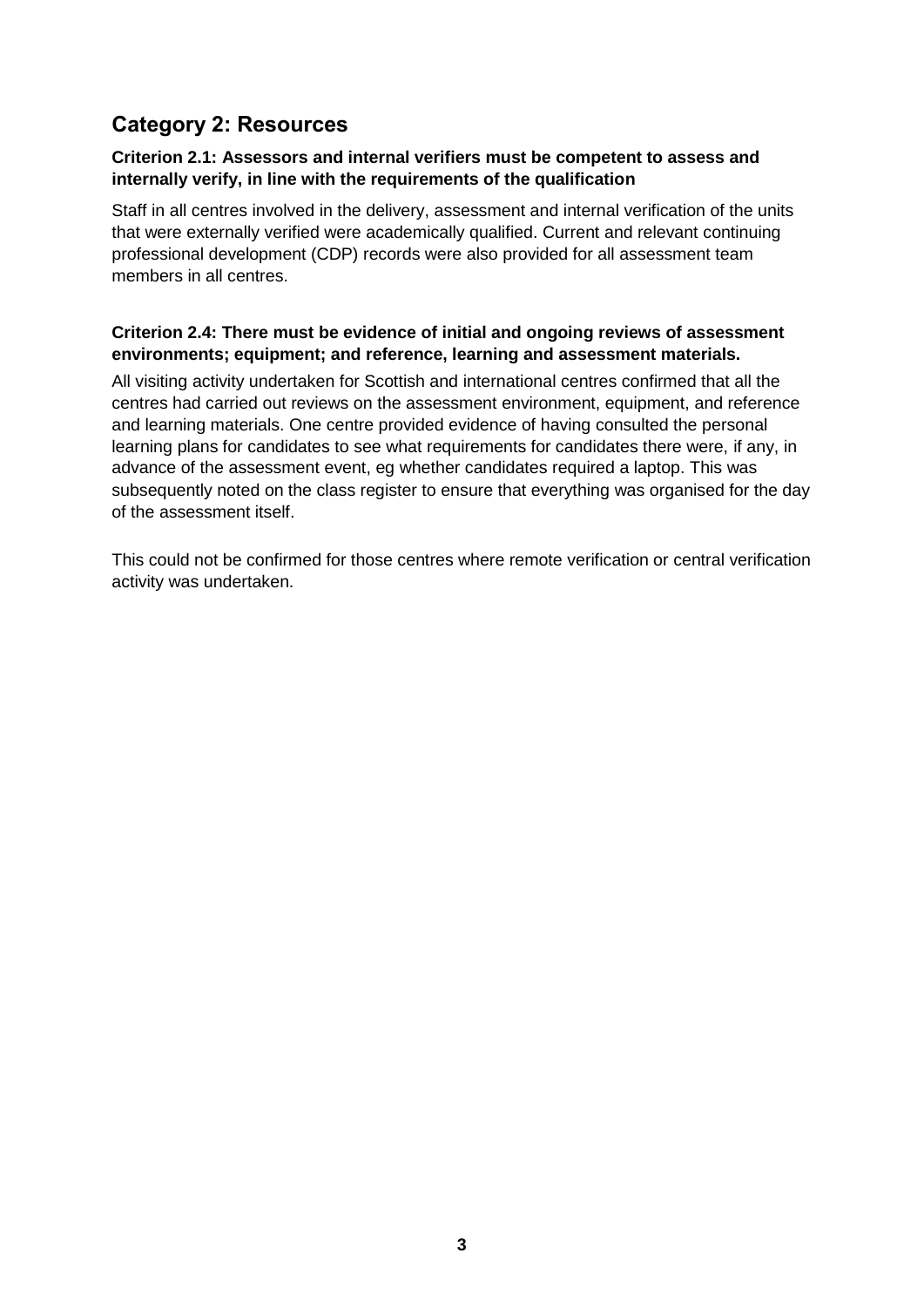## Category 2: Resources

**Criterion 2.1: Assessors and internal verifiers must be competent to assess and internally verify, in line with the requirements of the qualification**

Staff in all centres involved in the delivery, assessment and internal verification of the units that were externally verified were academically qualified. Current and relevant continuing professional development (CDP) records were also provided for all assessment team members in all centres.

**Criterion 2.4: There must be evidence of initial and ongoing reviews of assessment environments; equipment; and reference, learning and assessment materials.**

All visiting activity undertaken for Scottish and international centres confirmed that all the centres had carried out reviews on the assessment environment, equipment, and reference and learning materials. One centre provided evidence of having consulted the personal learning plans for candidates to see what requirements for candidates there were, if any, in advance of the assessment event, eg whether candidates required a laptop. This was subsequently noted on the class register to ensure that everything was organised for the day of the assessment itself.

This could not be confirmed for those centres where remote verification or central verification activity was undertaken.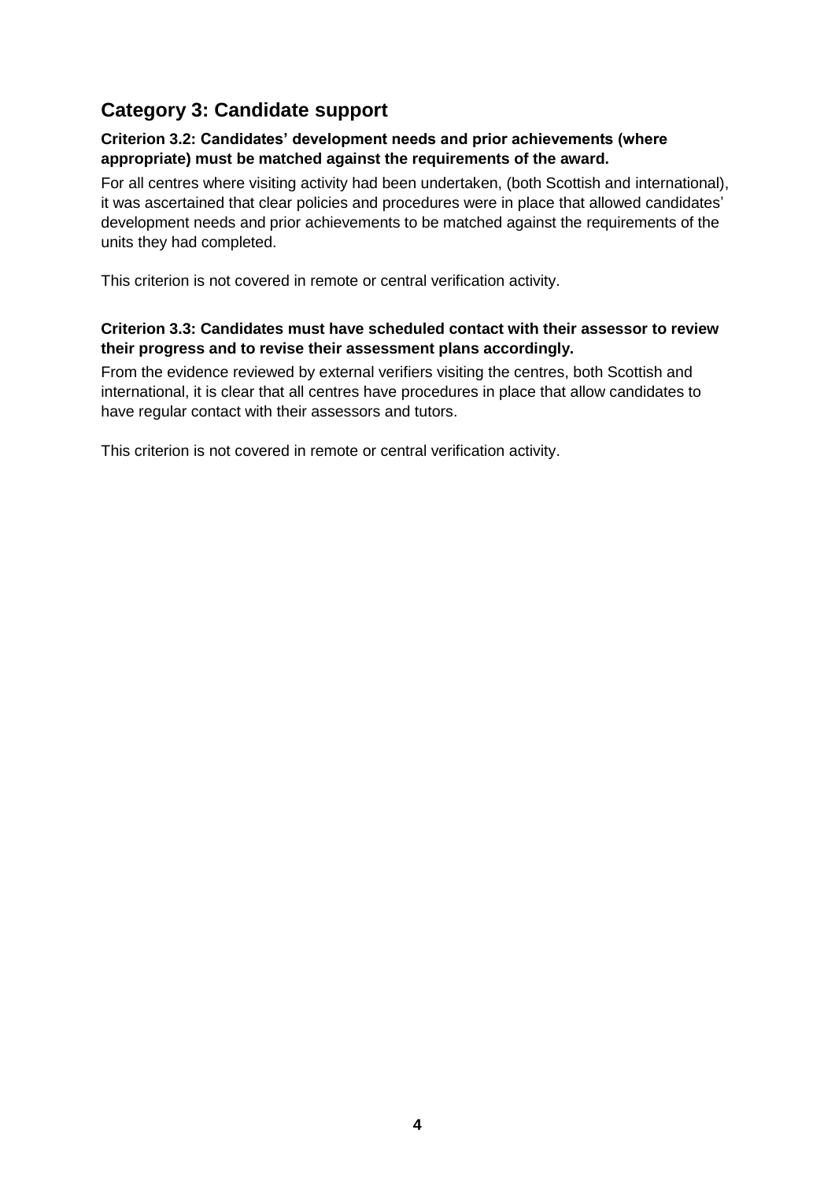## Category 3: Candidate support

**Criterion 3.2: Candidates' development needs and prior achievements (where appropriate) must be matched against the requirements of the award.**

For all centres where visiting activity had been undertaken, (both Scottish and international), it was ascertained that clear policies and procedures were in place that allowed candidates' development needs and prior achievements to be matched against the requirements of the units they had completed.

This criterion is not covered in remote or central verification activity.

**Criterion 3.3: Candidates must have scheduled contact with their assessor to review their progress and to revise their assessment plans accordingly.**

From the evidence reviewed by external verifiers visiting the centres, both Scottish and international, it is clear that all centres have procedures in place that allow candidates to have regular contact with their assessors and tutors.

This criterion is not covered in remote or central verification activity.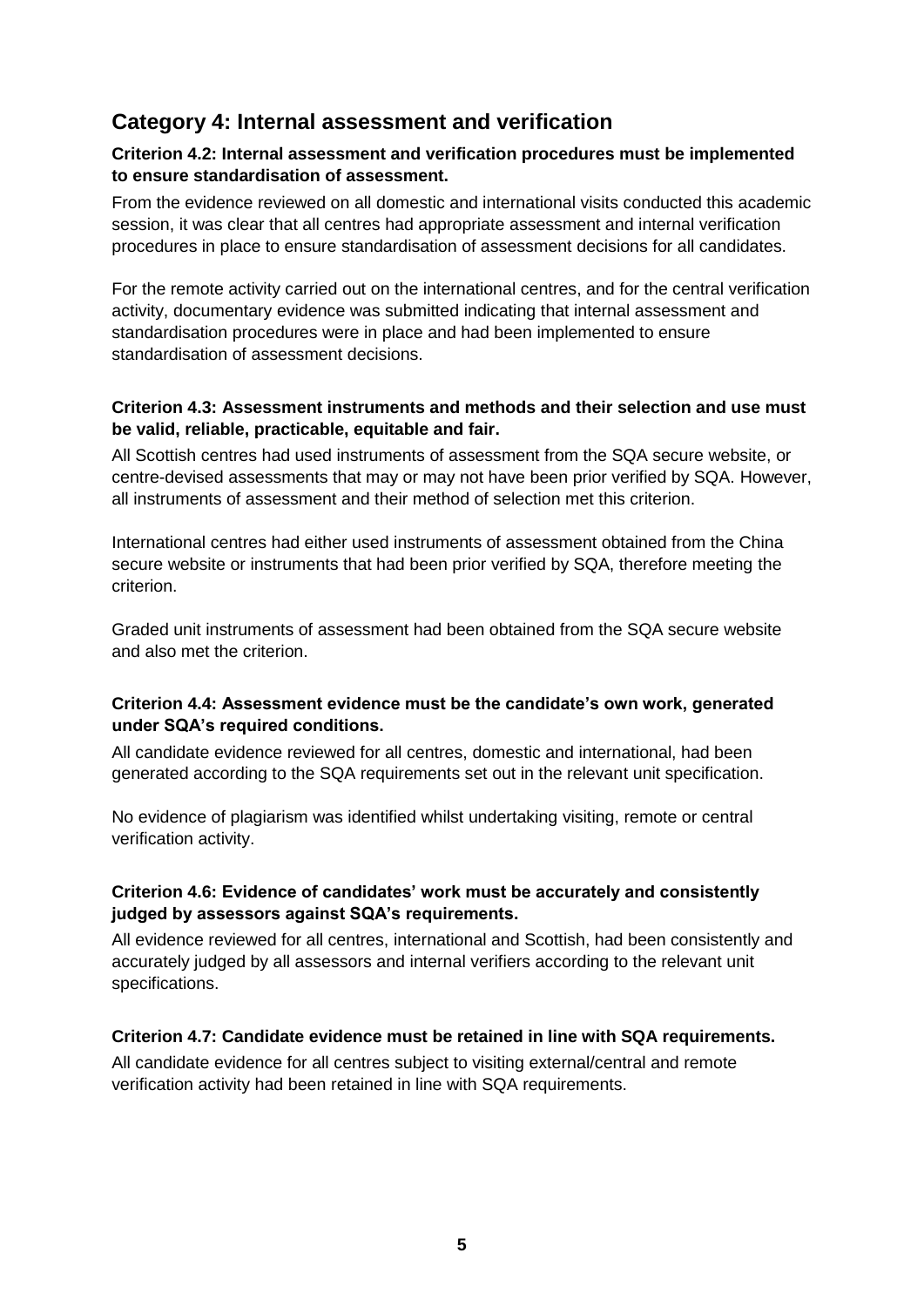## Category 4: Internal assessment and verification

**Criterion 4.2: Internal assessment and verification procedures must be implemented to ensure standardisation of assessment.**

From the evidence reviewed on all domestic and international visits conducted this academic session, it was clear that all centres had appropriate assessment and internal verification procedures in place to ensure standardisation of assessment decisions for all candidates.

For the remote activity carried out on the international centres, and for the central verification activity, documentary evidence was submitted indicating that internal assessment and standardisation procedures were in place and had been implemented to ensure standardisation of assessment decisions.

**Criterion 4.3: Assessment instruments and methods and their selection and use must be valid, reliable, practicable, equitable and fair.**

All Scottish centres had used instruments of assessment from the SQA secure website, or centre-devised assessments that may or may not have been prior verified by SQA. However, all instruments of assessment and their method of selection met this criterion.

International centres had either used instruments of assessment obtained from the China secure website or instruments that had been prior verified by SQA, therefore meeting the criterion.

Graded unit instruments of assessment had been obtained from the SQA secure website and also met the criterion.

**Criterion 4.4: Assessment evidence must be the candidate's own work, generated under SQA's required conditions.**

All candidate evidence reviewed for all centres, domestic and international, had been generated according to the SQA requirements set out in the relevant unit specification.

No evidence of plagiarism was identified whilst undertaking visiting, remote or central verification activity.

**Criterion 4.6: Evidence of candidates' work must be accurately and consistently judged by assessors against SQA's requirements.**

All evidence reviewed for all centres, international and Scottish, had been consistently and accurately judged by all assessors and internal verifiers according to the relevant unit specifications.

**Criterion 4.7: Candidate evidence must be retained in line with SQA requirements.**

All candidate evidence for all centres subject to visiting external/central and remote verification activity had been retained in line with SQA requirements.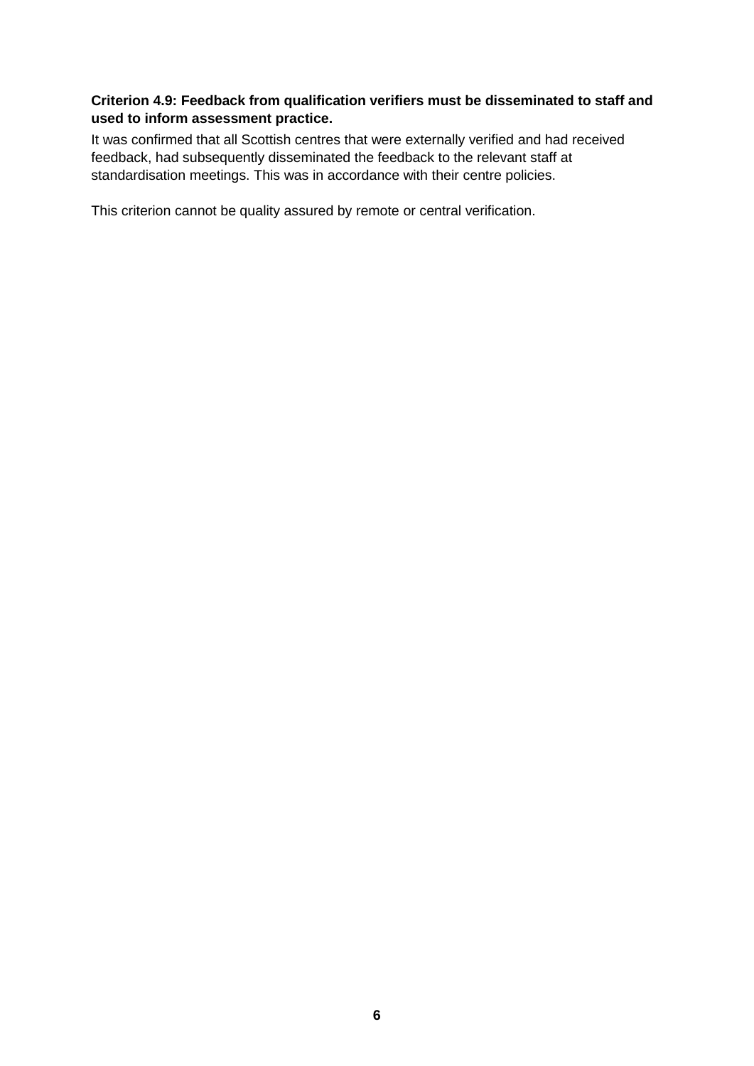**Criterion 4.9: Feedback from qualification verifiers must be disseminated to staff and used to inform assessment practice.**

It was confirmed that all Scottish centres that were externally verified and had received feedback, had subsequently disseminated the feedback to the relevant staff at standardisation meetings. This was in accordance with their centre policies.

This criterion cannot be quality assured by remote or central verification.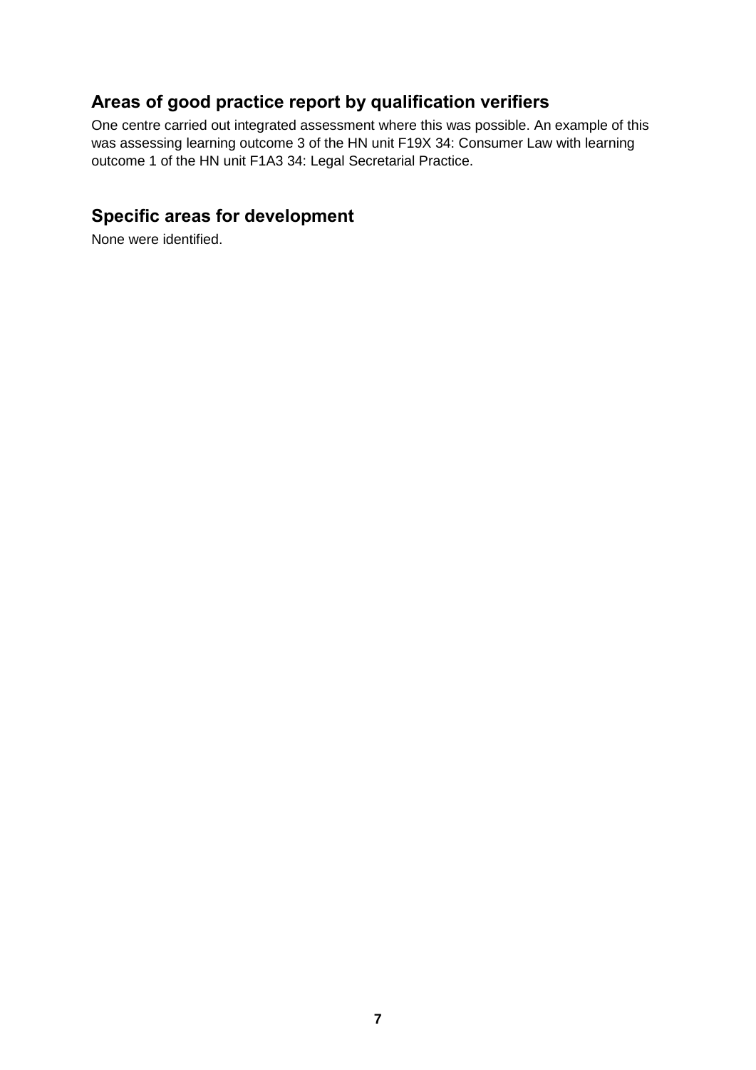## Areas of good practice report by qualification verifiers

One centre carried out integrated assessment where this was possible. An example of this was assessing learning outcome 3 of the HN unit F19X 34: Consumer Law with learning outcome 1 of the HN unit F1A3 34: Legal Secretarial Practice.

## Specific areas for development

None were identified.